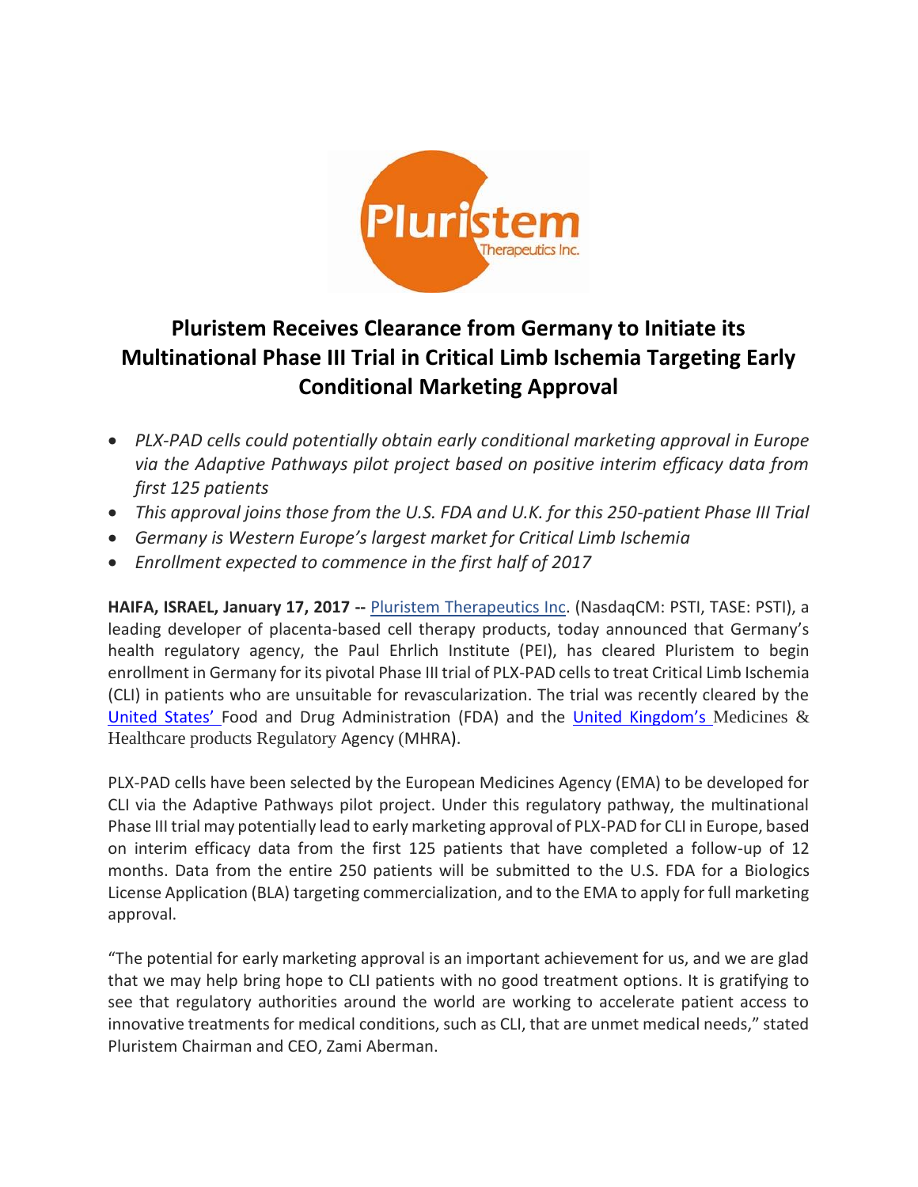# Pluristem Receives Clearance from Germany to Initiate its Multinational Phase III Trial in Critical Limb Ischemia Targeting Early Conditional Marketing Approval

- *PLX-PAD cells could potentially obtain early conditional marketing approval in Europe via the Adaptive Pathways pilot project based on positive interim efficacy data from first 125 patients*
- *This approval joins those from the U.S. FDA and U.K. for this 250-patient Phase III Trial*
- *Germany is Western Europe's largest market for Critical Limb Ischemia*
- *Enrollment expected to commence in the first half of 2017*

**HAIFA, ISRAEL, January 17, 2017 --** Pluristem Therapeutics Inc. (NasdaqCM: PSTI, TASE: PSTI), a leading developer of placenta-based cell therapy products, today announced that Germany's health regulatory agency, the Paul Ehrlich Institute (PEI), has cleared Pluristem to begin enrollment in Germany for its pivotal Phase III trial of PLX-PAD cells to treat Critical Limb Ischemia (CLI) in patients who are unsuitable for revascularization. The trial was recently cleared by the United States' Food and Drug Administration (FDA) and the United Kingdom's Medicines & Healthcare products Regulatory Agency (MHRA).

PLX-PAD cells have been selected by the European Medicines Agency (EMA) to be developed for CLI via the Adaptive Pathways pilot project. Under this regulatory pathway, the multinational Phase III trial may potentially lead to early marketing approval of PLX-PAD for CLI in Europe, based on interim efficacy data from the first 125 patients that have completed a follow-up of 12 months. Data from the entire 250 patients will be submitted to the U.S. FDA for a Biologics License Application (BLA) targeting commercialization, and to the EMA to apply for full marketing approval.

"The potential for early marketing approval is an important achievement for us, and we are glad that we may help bring hope to CLI patients with no good treatment options. It is gratifying to see that regulatory authorities around the world are working to accelerate patient access to innovative treatments for medical conditions, such as CLI, that are unmet medical needs," stated Pluristem Chairman and CEO, Zami Aberman.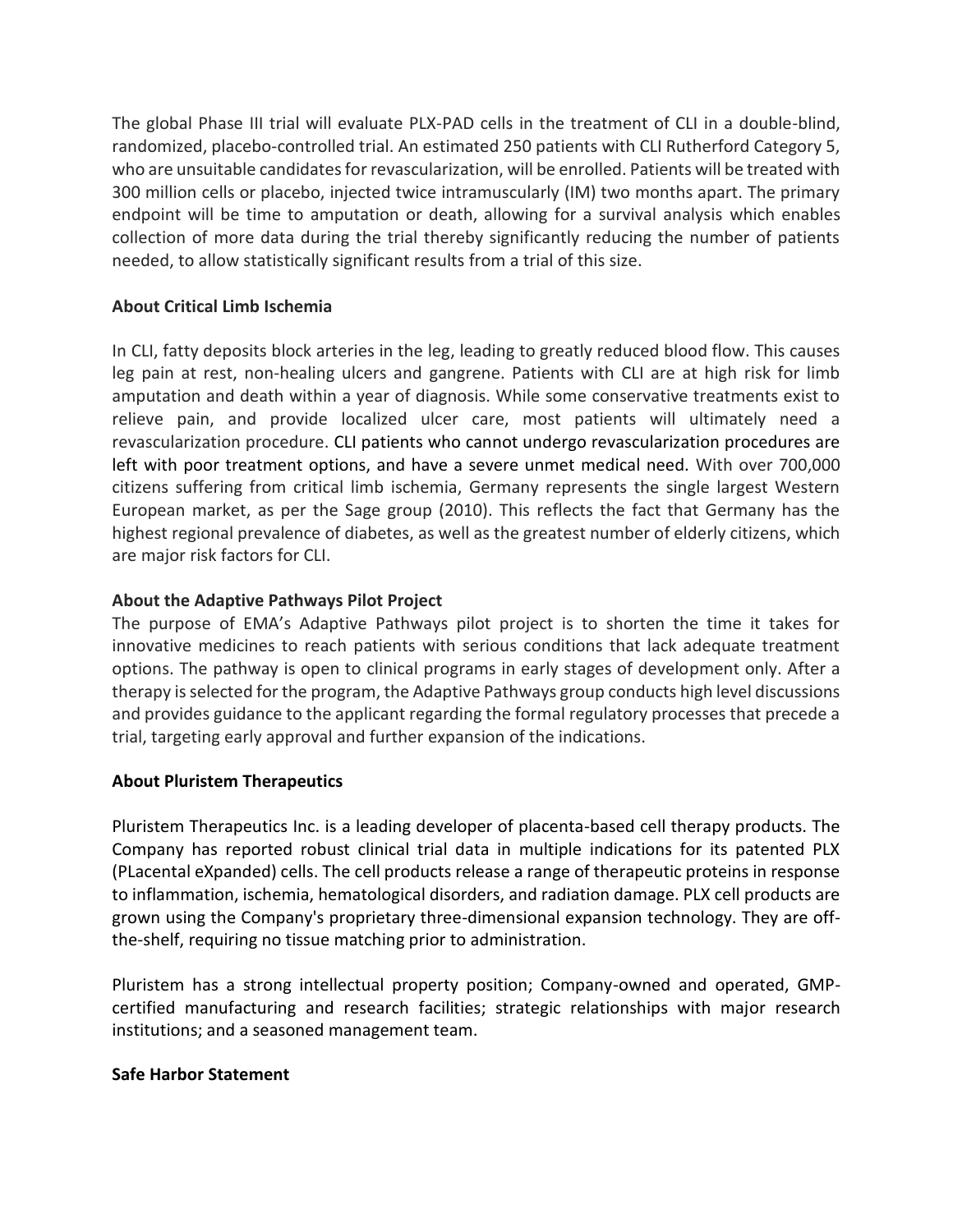The global Phase III trial will evaluate PLX-PAD cells in the treatment of CLI in a double-blind, randomized, placebo-controlled trial. An estimated 250 patients with CLI Rutherford Category 5, who are unsuitable candidates for revascularization, will be enrolled. Patients will be treated with 300 million cells or placebo, injected twice intramuscularly (IM) two months apart. The primary endpoint will be time to amputation or death, allowing for a survival analysis which enables collection of more data during the trial thereby significantly reducing the number of patients needed, to allow statistically significant results from a trial of this size.

**About Critical Limb Ischemia**

In CLI, fatty deposits block arteries in the leg, leading to greatly reduced blood flow. This causes leg pain at rest, non-healing ulcers and gangrene. Patients with CLI are at high risk for limb amputation and death within a year of diagnosis. While some conservative treatments exist to relieve pain, and provide localized ulcer care, most patients will ultimately need a revascularization procedure. CLI patients who cannot undergo revascularization procedures are left with poor treatment options, and have a severe unmet medical need. With over 700,000 citizens suffering from critical limb ischemia, Germany represents the single largest Western European market, as per the Sage group (2010). This reflects the fact that Germany has the highest regional prevalence of diabetes, as well as the greatest number of elderly citizens, which are major risk factors for CLI.

**About the Adaptive Pathways Pilot Project**

The purpose of EMA's Adaptive Pathways pilot project is to shorten the time it takes for innovative medicines to reach patients with serious conditions that lack adequate treatment options. The pathway is open to clinical programs in early stages of development only. After a therapy is selected for the program, the Adaptive Pathways group conducts high level discussions and provides guidance to the applicant regarding the formal regulatory processes that precede a trial, targeting early approval and further expansion of the indications.

**About Pluristem Therapeutics**

Pluristem Therapeutics Inc. is a leading developer of placenta-based cell therapy products. The Company has reported robust clinical trial data in multiple indications for its patented PLX (PLacental eXpanded) cells. The cell products release a range of therapeutic proteins in response to inflammation, ischemia, hematological disorders, and radiation damage. PLX cell products are grown using the Company's proprietary three-dimensional expansion technology. They are off-the-shelf, requiring no tissue matching prior to administration.

Pluristem has a strong intellectual property position; Company-owned and operated, GMP-certified manufacturing and research facilities; strategic relationships with major research institutions; and a seasoned management team.

**Safe Harbor Statement**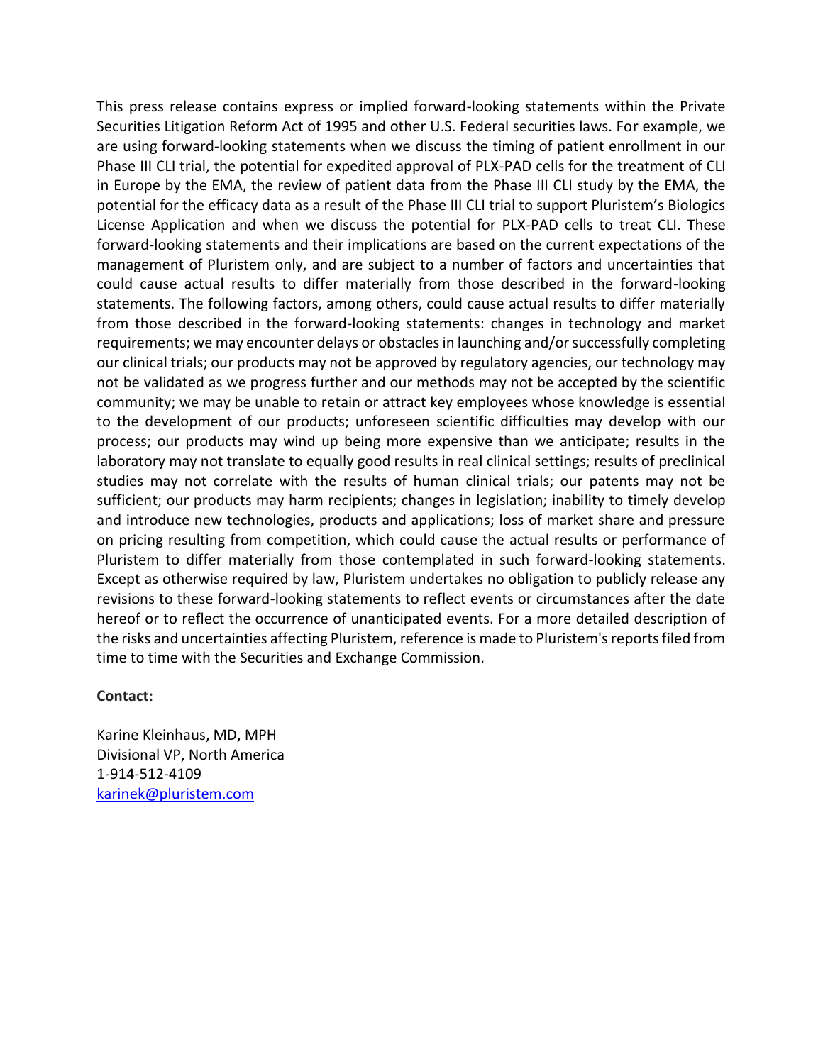This press release contains express or implied forward-looking statements within the Private Securities Litigation Reform Act of 1995 and other U.S. Federal securities laws. For example, we are using forward-looking statements when we discuss the timing of patient enrollment in our Phase III CLI trial, the potential for expedited approval of PLX-PAD cells for the treatment of CLI in Europe by the EMA, the review of patient data from the Phase III CLI study by the EMA, the potential for the efficacy data as a result of the Phase III CLI trial to support Pluristem's Biologics License Application and when we discuss the potential for PLX-PAD cells to treat CLI. These forward-looking statements and their implications are based on the current expectations of the management of Pluristem only, and are subject to a number of factors and uncertainties that could cause actual results to differ materially from those described in the forward-looking statements. The following factors, among others, could cause actual results to differ materially from those described in the forward-looking statements: changes in technology and market requirements; we may encounter delays or obstacles in launching and/or successfully completing our clinical trials; our products may not be approved by regulatory agencies, our technology may not be validated as we progress further and our methods may not be accepted by the scientific community; we may be unable to retain or attract key employees whose knowledge is essential to the development of our products; unforeseen scientific difficulties may develop with our process; our products may wind up being more expensive than we anticipate; results in the laboratory may not translate to equally good results in real clinical settings; results of preclinical studies may not correlate with the results of human clinical trials; our patents may not be sufficient; our products may harm recipients; changes in legislation; inability to timely develop and introduce new technologies, products and applications; loss of market share and pressure on pricing resulting from competition, which could cause the actual results or performance of Pluristem to differ materially from those contemplated in such forward-looking statements. Except as otherwise required by law, Pluristem undertakes no obligation to publicly release any revisions to these forward-looking statements to reflect events or circumstances after the date hereof or to reflect the occurrence of unanticipated events. For a more detailed description of the risks and uncertainties affecting Pluristem, reference is made to Pluristem's reports filed from time to time with the Securities and Exchange Commission.

**Contact:**

Karine Kleinhaus, MD, MPH
Divisional VP, North America
1-914-512-4109
karinek@pluristem.com